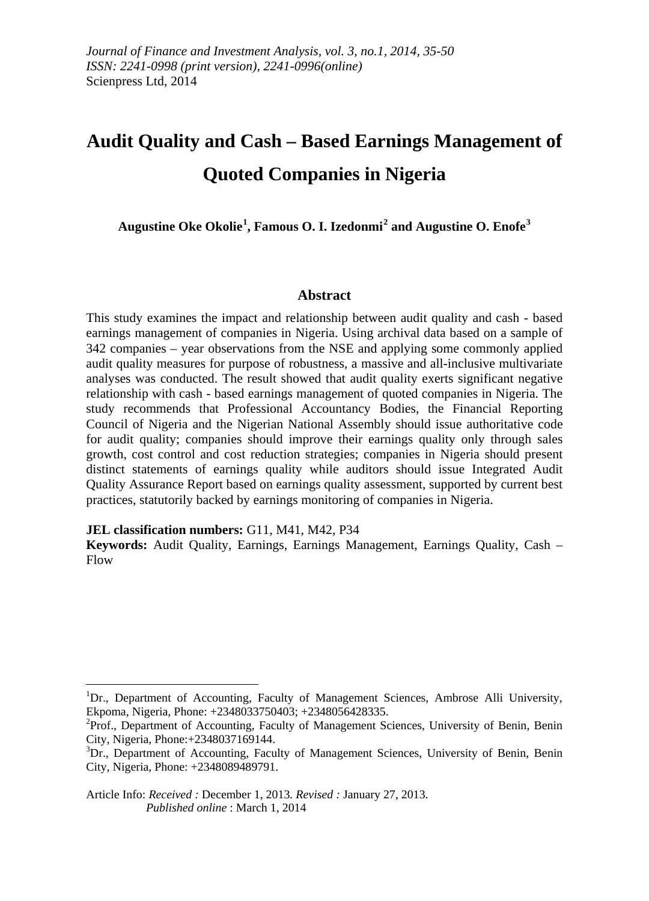*Journal of Finance and Investment Analysis, vol. 3, no.1, 2014, 35-50*
*ISSN: 2241-0998 (print version), 2241-0996(online)*
Scienpress Ltd, 2014

# Audit Quality and Cash – Based Earnings Management of Quoted Companies in Nigeria

**Augustine Oke Okolie[1], Famous O. I. Izedonmi[2] and Augustine O. Enofe[3]**

## Abstract

This study examines the impact and relationship between audit quality and cash - based earnings management of companies in Nigeria. Using archival data based on a sample of 342 companies – year observations from the NSE and applying some commonly applied audit quality measures for purpose of robustness, a massive and all-inclusive multivariate analyses was conducted. The result showed that audit quality exerts significant negative relationship with cash - based earnings management of quoted companies in Nigeria. The study recommends that Professional Accountancy Bodies, the Financial Reporting Council of Nigeria and the Nigerian National Assembly should issue authoritative code for audit quality; companies should improve their earnings quality only through sales growth, cost control and cost reduction strategies; companies in Nigeria should present distinct statements of earnings quality while auditors should issue Integrated Audit Quality Assurance Report based on earnings quality assessment, supported by current best practices, statutorily backed by earnings monitoring of companies in Nigeria.

**JEL classification numbers:** G11, M41, M42, P34

**Keywords:** Audit Quality, Earnings, Earnings Management, Earnings Quality, Cash – Flow

---

[1]Dr., Department of Accounting, Faculty of Management Sciences, Ambrose Alli University, Ekpoma, Nigeria, Phone: +2348033750403; +2348056428335.

[2]Prof., Department of Accounting, Faculty of Management Sciences, University of Benin, Benin City, Nigeria, Phone:+2348037169144.

[3]Dr., Department of Accounting, Faculty of Management Sciences, University of Benin, Benin City, Nigeria, Phone: +2348089489791.

Article Info: *Received :* December 1, 2013. *Revised :* January 27, 2013.
*Published online* : March 1, 2014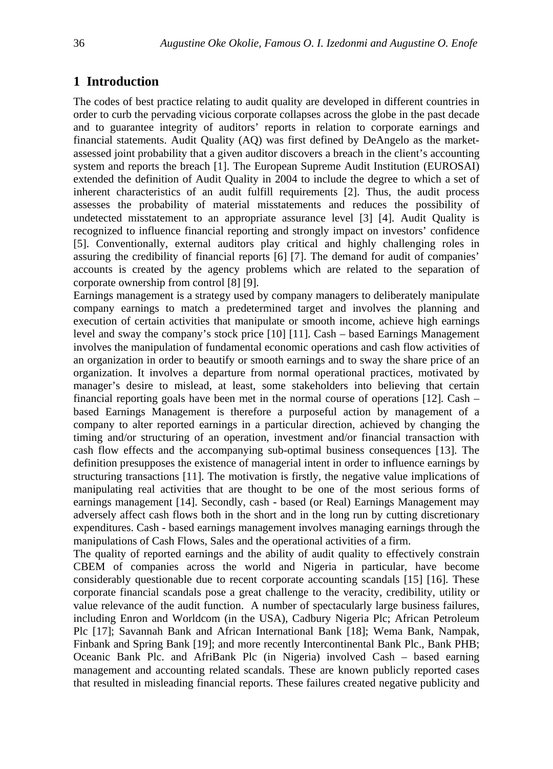## 1 Introduction

The codes of best practice relating to audit quality are developed in different countries in order to curb the pervading vicious corporate collapses across the globe in the past decade and to guarantee integrity of auditors' reports in relation to corporate earnings and financial statements. Audit Quality (AQ) was first defined by DeAngelo as the market-assessed joint probability that a given auditor discovers a breach in the client's accounting system and reports the breach [1]. The European Supreme Audit Institution (EUROSAI) extended the definition of Audit Quality in 2004 to include the degree to which a set of inherent characteristics of an audit fulfill requirements [2]. Thus, the audit process assesses the probability of material misstatements and reduces the possibility of undetected misstatement to an appropriate assurance level [3] [4]. Audit Quality is recognized to influence financial reporting and strongly impact on investors' confidence [5]. Conventionally, external auditors play critical and highly challenging roles in assuring the credibility of financial reports [6] [7]. The demand for audit of companies' accounts is created by the agency problems which are related to the separation of corporate ownership from control [8] [9].

Earnings management is a strategy used by company managers to deliberately manipulate company earnings to match a predetermined target and involves the planning and execution of certain activities that manipulate or smooth income, achieve high earnings level and sway the company's stock price [10] [11]. Cash – based Earnings Management involves the manipulation of fundamental economic operations and cash flow activities of an organization in order to beautify or smooth earnings and to sway the share price of an organization. It involves a departure from normal operational practices, motivated by manager's desire to mislead, at least, some stakeholders into believing that certain financial reporting goals have been met in the normal course of operations [12]. Cash – based Earnings Management is therefore a purposeful action by management of a company to alter reported earnings in a particular direction, achieved by changing the timing and/or structuring of an operation, investment and/or financial transaction with cash flow effects and the accompanying sub-optimal business consequences [13]. The definition presupposes the existence of managerial intent in order to influence earnings by structuring transactions [11]. The motivation is firstly, the negative value implications of manipulating real activities that are thought to be one of the most serious forms of earnings management [14]. Secondly, cash - based (or Real) Earnings Management may adversely affect cash flows both in the short and in the long run by cutting discretionary expenditures. Cash - based earnings management involves managing earnings through the manipulations of Cash Flows, Sales and the operational activities of a firm.

The quality of reported earnings and the ability of audit quality to effectively constrain CBEM of companies across the world and Nigeria in particular, have become considerably questionable due to recent corporate accounting scandals [15] [16]. These corporate financial scandals pose a great challenge to the veracity, credibility, utility or value relevance of the audit function. A number of spectacularly large business failures, including Enron and Worldcom (in the USA), Cadbury Nigeria Plc; African Petroleum Plc [17]; Savannah Bank and African International Bank [18]; Wema Bank, Nampak, Finbank and Spring Bank [19]; and more recently Intercontinental Bank Plc., Bank PHB; Oceanic Bank Plc. and AfriBank Plc (in Nigeria) involved Cash – based earning management and accounting related scandals. These are known publicly reported cases that resulted in misleading financial reports. These failures created negative publicity and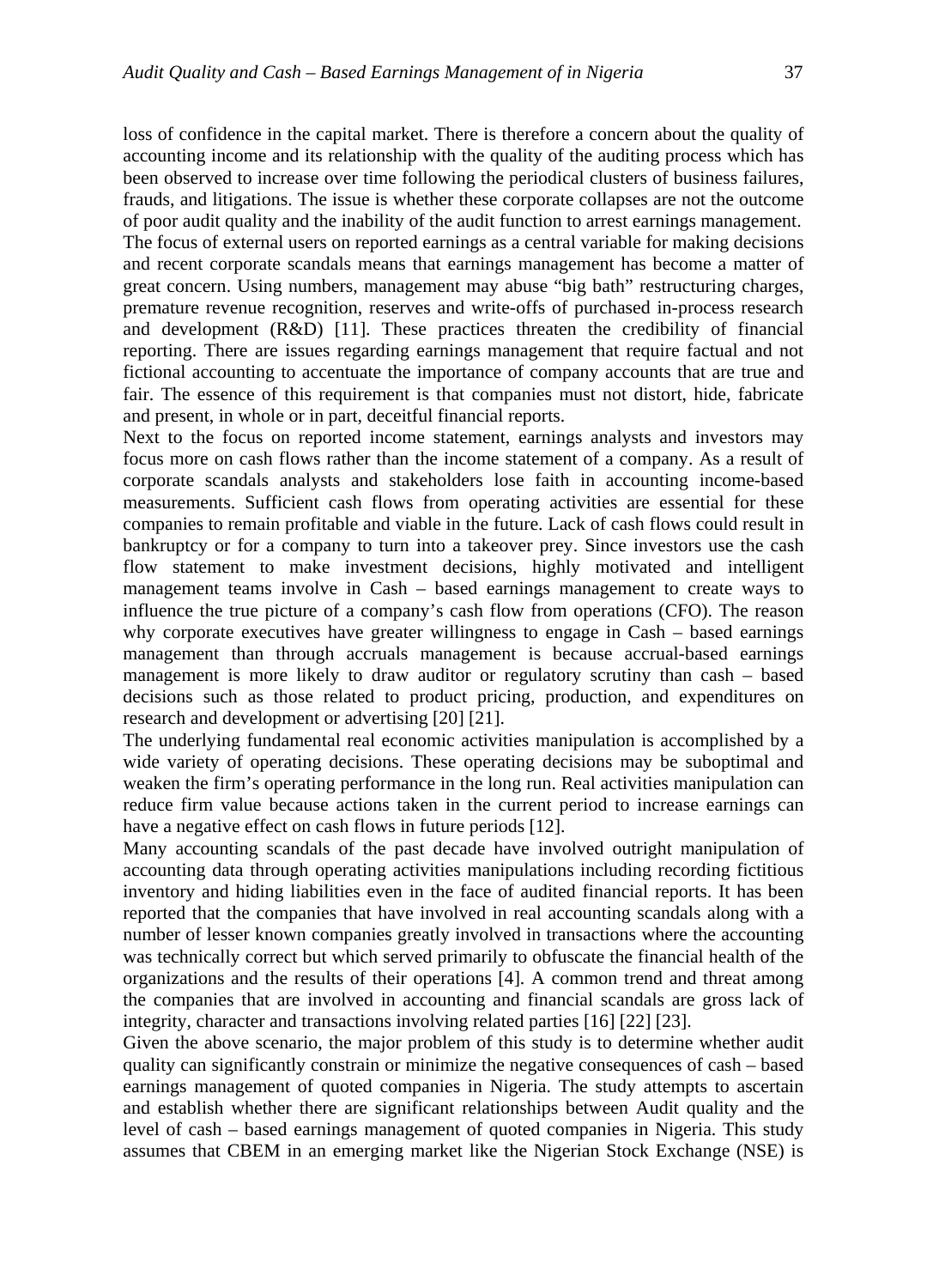loss of confidence in the capital market. There is therefore a concern about the quality of accounting income and its relationship with the quality of the auditing process which has been observed to increase over time following the periodical clusters of business failures, frauds, and litigations. The issue is whether these corporate collapses are not the outcome of poor audit quality and the inability of the audit function to arrest earnings management. The focus of external users on reported earnings as a central variable for making decisions and recent corporate scandals means that earnings management has become a matter of great concern. Using numbers, management may abuse "big bath" restructuring charges, premature revenue recognition, reserves and write-offs of purchased in-process research and development (R&D) [11]. These practices threaten the credibility of financial reporting. There are issues regarding earnings management that require factual and not fictional accounting to accentuate the importance of company accounts that are true and fair. The essence of this requirement is that companies must not distort, hide, fabricate and present, in whole or in part, deceitful financial reports.

Next to the focus on reported income statement, earnings analysts and investors may focus more on cash flows rather than the income statement of a company. As a result of corporate scandals analysts and stakeholders lose faith in accounting income-based measurements. Sufficient cash flows from operating activities are essential for these companies to remain profitable and viable in the future. Lack of cash flows could result in bankruptcy or for a company to turn into a takeover prey. Since investors use the cash flow statement to make investment decisions, highly motivated and intelligent management teams involve in Cash – based earnings management to create ways to influence the true picture of a company's cash flow from operations (CFO). The reason why corporate executives have greater willingness to engage in Cash – based earnings management than through accruals management is because accrual-based earnings management is more likely to draw auditor or regulatory scrutiny than cash – based decisions such as those related to product pricing, production, and expenditures on research and development or advertising [20] [21].

The underlying fundamental real economic activities manipulation is accomplished by a wide variety of operating decisions. These operating decisions may be suboptimal and weaken the firm's operating performance in the long run. Real activities manipulation can reduce firm value because actions taken in the current period to increase earnings can have a negative effect on cash flows in future periods [12].

Many accounting scandals of the past decade have involved outright manipulation of accounting data through operating activities manipulations including recording fictitious inventory and hiding liabilities even in the face of audited financial reports. It has been reported that the companies that have involved in real accounting scandals along with a number of lesser known companies greatly involved in transactions where the accounting was technically correct but which served primarily to obfuscate the financial health of the organizations and the results of their operations [4]. A common trend and threat among the companies that are involved in accounting and financial scandals are gross lack of integrity, character and transactions involving related parties [16] [22] [23].

Given the above scenario, the major problem of this study is to determine whether audit quality can significantly constrain or minimize the negative consequences of cash – based earnings management of quoted companies in Nigeria. The study attempts to ascertain and establish whether there are significant relationships between Audit quality and the level of cash – based earnings management of quoted companies in Nigeria. This study assumes that CBEM in an emerging market like the Nigerian Stock Exchange (NSE) is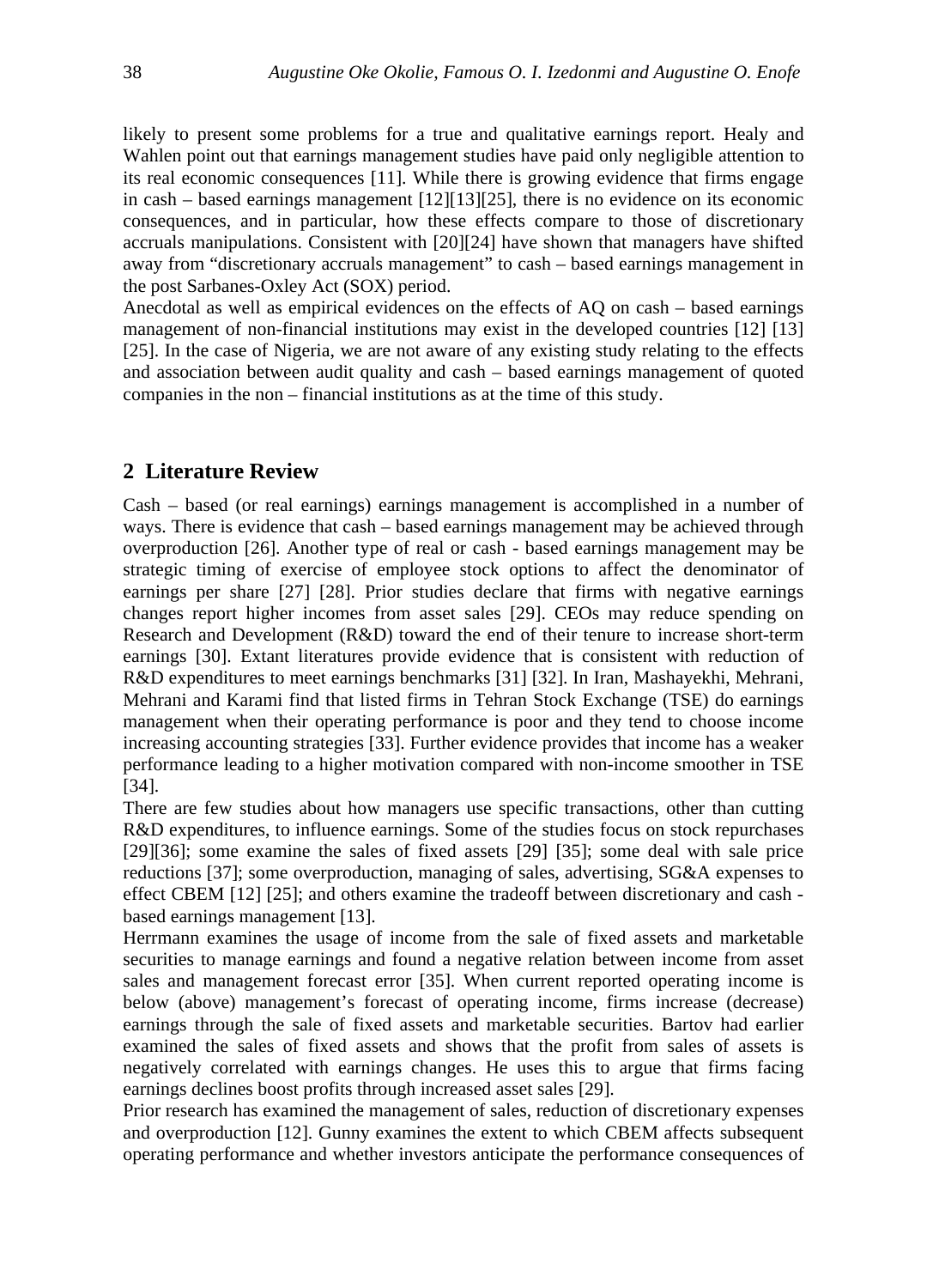likely to present some problems for a true and qualitative earnings report. Healy and Wahlen point out that earnings management studies have paid only negligible attention to its real economic consequences [11]. While there is growing evidence that firms engage in cash – based earnings management [12][13][25], there is no evidence on its economic consequences, and in particular, how these effects compare to those of discretionary accruals manipulations. Consistent with [20][24] have shown that managers have shifted away from "discretionary accruals management" to cash – based earnings management in the post Sarbanes-Oxley Act (SOX) period.

Anecdotal as well as empirical evidences on the effects of AQ on cash – based earnings management of non-financial institutions may exist in the developed countries [12] [13] [25]. In the case of Nigeria, we are not aware of any existing study relating to the effects and association between audit quality and cash – based earnings management of quoted companies in the non – financial institutions as at the time of this study.

## 2 Literature Review

Cash – based (or real earnings) earnings management is accomplished in a number of ways. There is evidence that cash – based earnings management may be achieved through overproduction [26]. Another type of real or cash - based earnings management may be strategic timing of exercise of employee stock options to affect the denominator of earnings per share [27] [28]. Prior studies declare that firms with negative earnings changes report higher incomes from asset sales [29]. CEOs may reduce spending on Research and Development (R&D) toward the end of their tenure to increase short-term earnings [30]. Extant literatures provide evidence that is consistent with reduction of R&D expenditures to meet earnings benchmarks [31] [32]. In Iran, Mashayekhi, Mehrani, Mehrani and Karami find that listed firms in Tehran Stock Exchange (TSE) do earnings management when their operating performance is poor and they tend to choose income increasing accounting strategies [33]. Further evidence provides that income has a weaker performance leading to a higher motivation compared with non-income smoother in TSE [34].

There are few studies about how managers use specific transactions, other than cutting R&D expenditures, to influence earnings. Some of the studies focus on stock repurchases [29][36]; some examine the sales of fixed assets [29] [35]; some deal with sale price reductions [37]; some overproduction, managing of sales, advertising, SG&A expenses to effect CBEM [12] [25]; and others examine the tradeoff between discretionary and cash - based earnings management [13].

Herrmann examines the usage of income from the sale of fixed assets and marketable securities to manage earnings and found a negative relation between income from asset sales and management forecast error [35]. When current reported operating income is below (above) management's forecast of operating income, firms increase (decrease) earnings through the sale of fixed assets and marketable securities. Bartov had earlier examined the sales of fixed assets and shows that the profit from sales of assets is negatively correlated with earnings changes. He uses this to argue that firms facing earnings declines boost profits through increased asset sales [29].

Prior research has examined the management of sales, reduction of discretionary expenses and overproduction [12]. Gunny examines the extent to which CBEM affects subsequent operating performance and whether investors anticipate the performance consequences of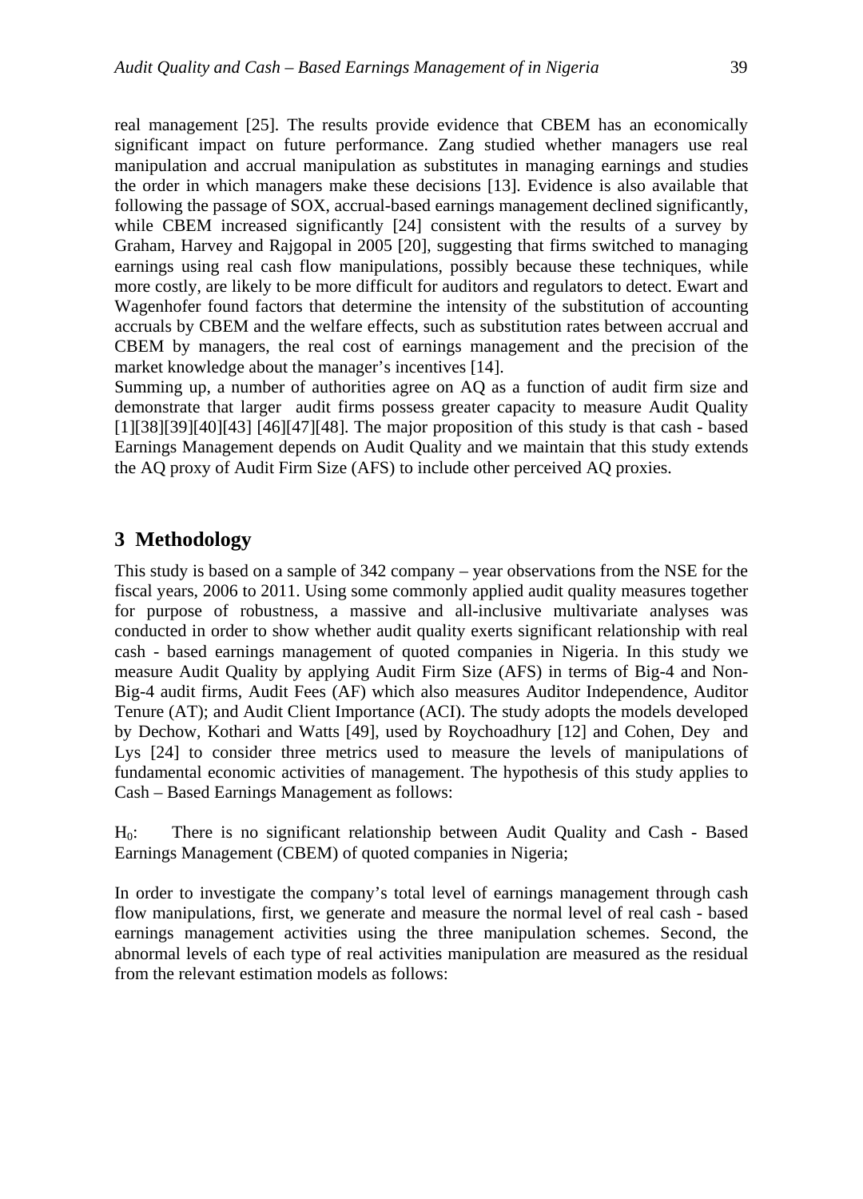real management [25]. The results provide evidence that CBEM has an economically significant impact on future performance. Zang studied whether managers use real manipulation and accrual manipulation as substitutes in managing earnings and studies the order in which managers make these decisions [13]. Evidence is also available that following the passage of SOX, accrual-based earnings management declined significantly, while CBEM increased significantly [24] consistent with the results of a survey by Graham, Harvey and Rajgopal in 2005 [20], suggesting that firms switched to managing earnings using real cash flow manipulations, possibly because these techniques, while more costly, are likely to be more difficult for auditors and regulators to detect. Ewart and Wagenhofer found factors that determine the intensity of the substitution of accounting accruals by CBEM and the welfare effects, such as substitution rates between accrual and CBEM by managers, the real cost of earnings management and the precision of the market knowledge about the manager's incentives [14].

Summing up, a number of authorities agree on AQ as a function of audit firm size and demonstrate that larger audit firms possess greater capacity to measure Audit Quality [1][38][39][40][43] [46][47][48]. The major proposition of this study is that cash - based Earnings Management depends on Audit Quality and we maintain that this study extends the AQ proxy of Audit Firm Size (AFS) to include other perceived AQ proxies.

## 3 Methodology

This study is based on a sample of 342 company – year observations from the NSE for the fiscal years, 2006 to 2011. Using some commonly applied audit quality measures together for purpose of robustness, a massive and all-inclusive multivariate analyses was conducted in order to show whether audit quality exerts significant relationship with real cash - based earnings management of quoted companies in Nigeria. In this study we measure Audit Quality by applying Audit Firm Size (AFS) in terms of Big-4 and Non-Big-4 audit firms, Audit Fees (AF) which also measures Auditor Independence, Auditor Tenure (AT); and Audit Client Importance (ACI). The study adopts the models developed by Dechow, Kothari and Watts [49], used by Roychoadhury [12] and Cohen, Dey and Lys [24] to consider three metrics used to measure the levels of manipulations of fundamental economic activities of management. The hypothesis of this study applies to Cash – Based Earnings Management as follows:

$H_0$: There is no significant relationship between Audit Quality and Cash - Based Earnings Management (CBEM) of quoted companies in Nigeria;

In order to investigate the company's total level of earnings management through cash flow manipulations, first, we generate and measure the normal level of real cash - based earnings management activities using the three manipulation schemes. Second, the abnormal levels of each type of real activities manipulation are measured as the residual from the relevant estimation models as follows: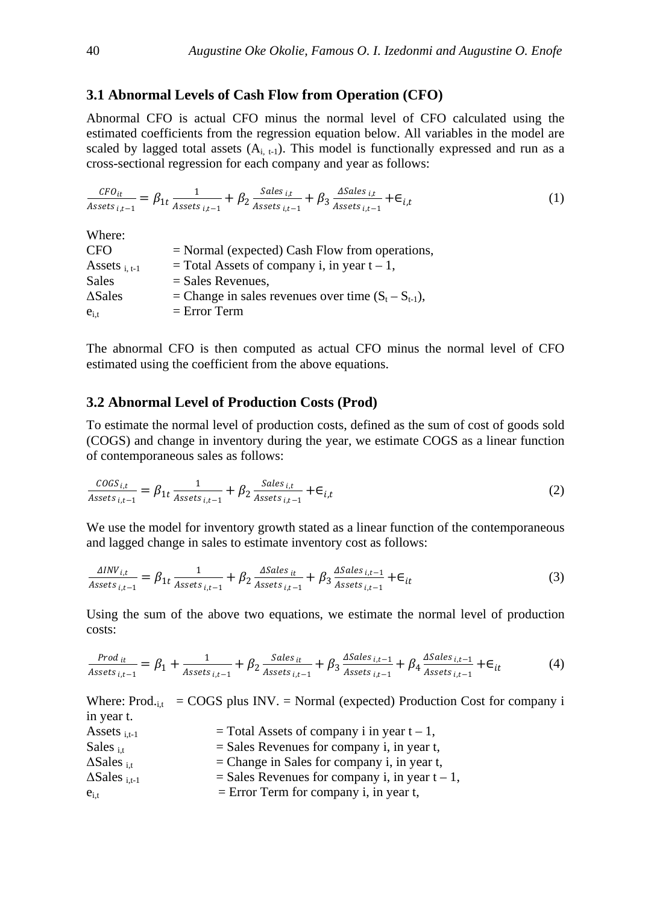### 3.1 Abnormal Levels of Cash Flow from Operation (CFO)

Abnormal CFO is actual CFO minus the normal level of CFO calculated using the estimated coefficients from the regression equation below. All variables in the model are scaled by lagged total assets ($A_{i,\,t-1}$). This model is functionally expressed and run as a cross-sectional regression for each company and year as follows:

$$\frac{CFO_{it}}{Assets_{i,t-1}} = \beta_{1t}\frac{1}{Assets_{i,t-1}} + \beta_2\frac{Sales_{i,t}}{Assets_{i,t-1}} + \beta_3\frac{\Delta Sales_{i,t}}{Assets_{i,t-1}} + \epsilon_{i,t} \tag{1}$$

Where:

| | |
|---|---|
| CFO | = Normal (expected) Cash Flow from operations, |
| $Assets_{i,\,t-1}$ | = Total Assets of company i, in year t – 1, |
| Sales | = Sales Revenues, |
| ΔSales | = Change in sales revenues over time ($S_t - S_{t-1}$), |
| $e_{i,t}$ | = Error Term |

The abnormal CFO is then computed as actual CFO minus the normal level of CFO estimated using the coefficient from the above equations.

### 3.2 Abnormal Level of Production Costs (Prod)

To estimate the normal level of production costs, defined as the sum of cost of goods sold (COGS) and change in inventory during the year, we estimate COGS as a linear function of contemporaneous sales as follows:

$$\frac{COGS_{i,t}}{Assets_{i,t-1}} = \beta_{1t}\frac{1}{Assets_{i,t-1}} + \beta_2\frac{Sales_{i,t}}{Assets_{i,t-1}} + \epsilon_{i,t} \tag{2}$$

We use the model for inventory growth stated as a linear function of the contemporaneous and lagged change in sales to estimate inventory cost as follows:

$$\frac{\Delta INV_{i,t}}{Assets_{i,t-1}} = \beta_{1t}\frac{1}{Assets_{i,t-1}} + \beta_2\frac{\Delta Sales_{it}}{Assets_{i,t-1}} + \beta_3\frac{\Delta Sales_{i,t-1}}{Assets_{i,t-1}} + \epsilon_{it} \tag{3}$$

Using the sum of the above two equations, we estimate the normal level of production costs:

$$\frac{Prod_{it}}{Assets_{i,t-1}} = \beta_1 + \frac{1}{Assets_{i,t-1}} + \beta_2\frac{Sales_{it}}{Assets_{i,t-1}} + \beta_3\frac{\Delta Sales_{i,t-1}}{Assets_{i,t-1}} + \beta_4\frac{\Delta Sales_{i,t-1}}{Assets_{i,t-1}} + \epsilon_{it} \tag{4}$$

Where: $Prod._{i,t}$ = COGS plus INV. = Normal (expected) Production Cost for company i in year t.

| | |
|---|---|
| $Assets_{i,t-1}$ | = Total Assets of company i in year t – 1, |
| $Sales_{i,t}$ | = Sales Revenues for company i, in year t, |
| $\Delta Sales_{i,t}$ | = Change in Sales for company i, in year t, |
| $\Delta Sales_{i,t-1}$ | = Sales Revenues for company i, in year t – 1, |
| $e_{i,t}$ | = Error Term for company i, in year t, |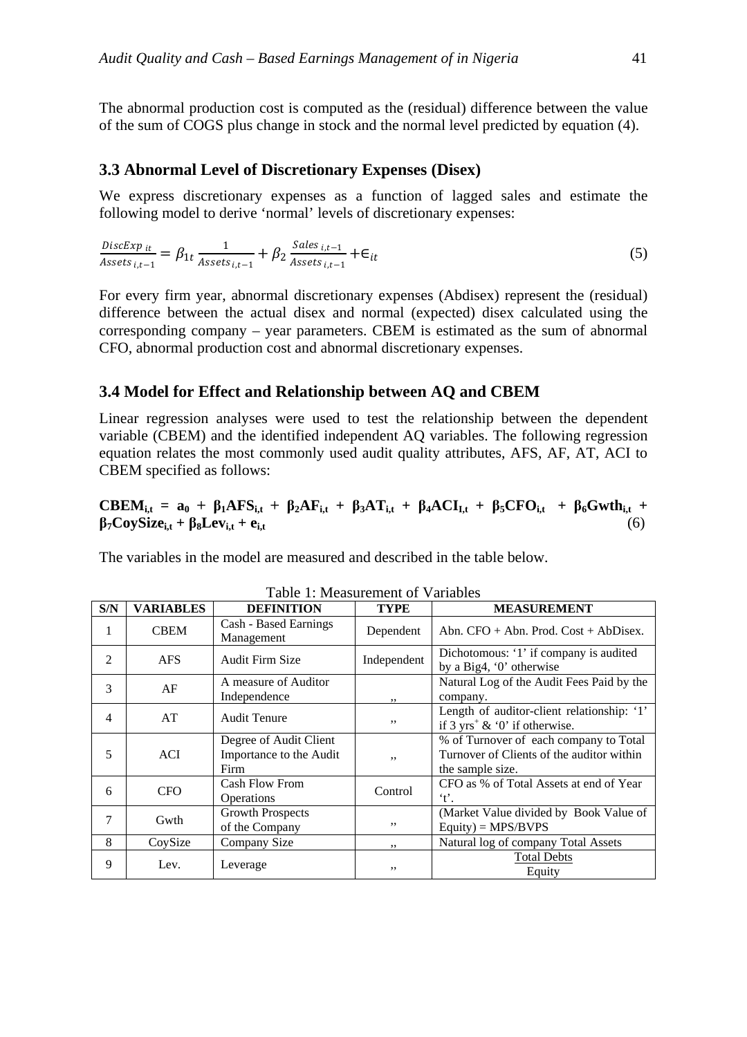The abnormal production cost is computed as the (residual) difference between the value of the sum of COGS plus change in stock and the normal level predicted by equation (4).

### 3.3 Abnormal Level of Discretionary Expenses (Disex)

We express discretionary expenses as a function of lagged sales and estimate the following model to derive 'normal' levels of discretionary expenses:

$$\frac{DiscExp_{\,it}}{Assets_{\,i,t-1}} = \beta_{1t}\frac{1}{Assets_{\,i,t-1}} + \beta_2\frac{Sales_{\,i,t-1}}{Assets_{\,i,t-1}} + \epsilon_{it} \tag{5}$$

For every firm year, abnormal discretionary expenses (Abdisex) represent the (residual) difference between the actual disex and normal (expected) disex calculated using the corresponding company – year parameters. CBEM is estimated as the sum of abnormal CFO, abnormal production cost and abnormal discretionary expenses.

### 3.4 Model for Effect and Relationship between AQ and CBEM

Linear regression analyses were used to test the relationship between the dependent variable (CBEM) and the identified independent AQ variables. The following regression equation relates the most commonly used audit quality attributes, AFS, AF, AT, ACI to CBEM specified as follows:

$$\mathbf{CBEM_{i,t} = a_0 + \beta_1 AFS_{i,t} + \beta_2 AF_{i,t} + \beta_3 AT_{i,t} + \beta_4 ACI_{I,t} + \beta_5 CFO_{i,t} + \beta_6 Gwth_{i,t} + \beta_7 CoySize_{i,t} + \beta_8 Lev_{i,t} + e_{i,t}} \tag{6}$$

The variables in the model are measured and described in the table below.

Table 1: Measurement of Variables

| S/N | VARIABLES | DEFINITION | TYPE | MEASUREMENT |
|---|---|---|---|---|
| 1 | CBEM | Cash - Based Earnings Management | Dependent | Abn. CFO + Abn. Prod. Cost + AbDisex. |
| 2 | AFS | Audit Firm Size | Independent | Dichotomous: '1' if company is audited by a Big4, '0' otherwise |
| 3 | AF | A measure of Auditor Independence | ,, | Natural Log of the Audit Fees Paid by the company. |
| 4 | AT | Audit Tenure | ,, | Length of auditor-client relationship: '1' if 3 yrs⁺ & '0' if otherwise. |
| 5 | ACI | Degree of Audit Client Importance to the Audit Firm | ,, | % of Turnover of each company to Total Turnover of Clients of the auditor within the sample size. |
| 6 | CFO | Cash Flow From Operations | Control | CFO as % of Total Assets at end of Year 't'. |
| 7 | Gwth | Growth Prospects of the Company | ,, | (Market Value divided by Book Value of Equity) = MPS/BVPS |
| 8 | CoySize | Company Size | ,, | Natural log of company Total Assets |
| 9 | Lev. | Leverage | ,, | Total Debts / Equity |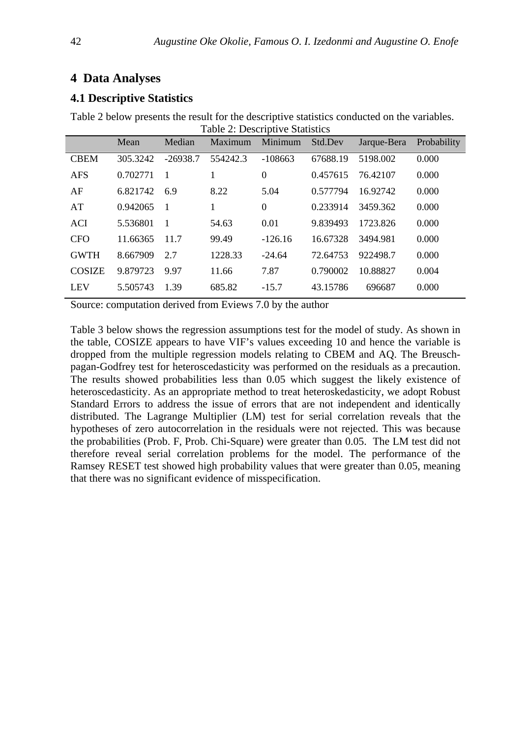## 4 Data Analyses

### 4.1 Descriptive Statistics

Table 2 below presents the result for the descriptive statistics conducted on the variables.

Table 2: Descriptive Statistics

| | Mean | Median | Maximum | Minimum | Std.Dev | Jarque-Bera | Probability |
|---|---|---|---|---|---|---|---|
| CBEM | 305.3242 | -26938.7 | 554242.3 | -108663 | 67688.19 | 5198.002 | 0.000 |
| AFS | 0.702771 | 1 | 1 | 0 | 0.457615 | 76.42107 | 0.000 |
| AF | 6.821742 | 6.9 | 8.22 | 5.04 | 0.577794 | 16.92742 | 0.000 |
| AT | 0.942065 | 1 | 1 | 0 | 0.233914 | 3459.362 | 0.000 |
| ACI | 5.536801 | 1 | 54.63 | 0.01 | 9.839493 | 1723.826 | 0.000 |
| CFO | 11.66365 | 11.7 | 99.49 | -126.16 | 16.67328 | 3494.981 | 0.000 |
| GWTH | 8.667909 | 2.7 | 1228.33 | -24.64 | 72.64753 | 922498.7 | 0.000 |
| COSIZE | 9.879723 | 9.97 | 11.66 | 7.87 | 0.790002 | 10.88827 | 0.004 |
| LEV | 5.505743 | 1.39 | 685.82 | -15.7 | 43.15786 | 696687 | 0.000 |

Source: computation derived from Eviews 7.0 by the author

Table 3 below shows the regression assumptions test for the model of study. As shown in the table, COSIZE appears to have VIF's values exceeding 10 and hence the variable is dropped from the multiple regression models relating to CBEM and AQ. The Breusch-pagan-Godfrey test for heteroscedasticity was performed on the residuals as a precaution. The results showed probabilities less than 0.05 which suggest the likely existence of heteroscedasticity. As an appropriate method to treat heteroskedasticity, we adopt Robust Standard Errors to address the issue of errors that are not independent and identically distributed. The Lagrange Multiplier (LM) test for serial correlation reveals that the hypotheses of zero autocorrelation in the residuals were not rejected. This was because the probabilities (Prob. F, Prob. Chi-Square) were greater than 0.05. The LM test did not therefore reveal serial correlation problems for the model. The performance of the Ramsey RESET test showed high probability values that were greater than 0.05, meaning that there was no significant evidence of misspecification.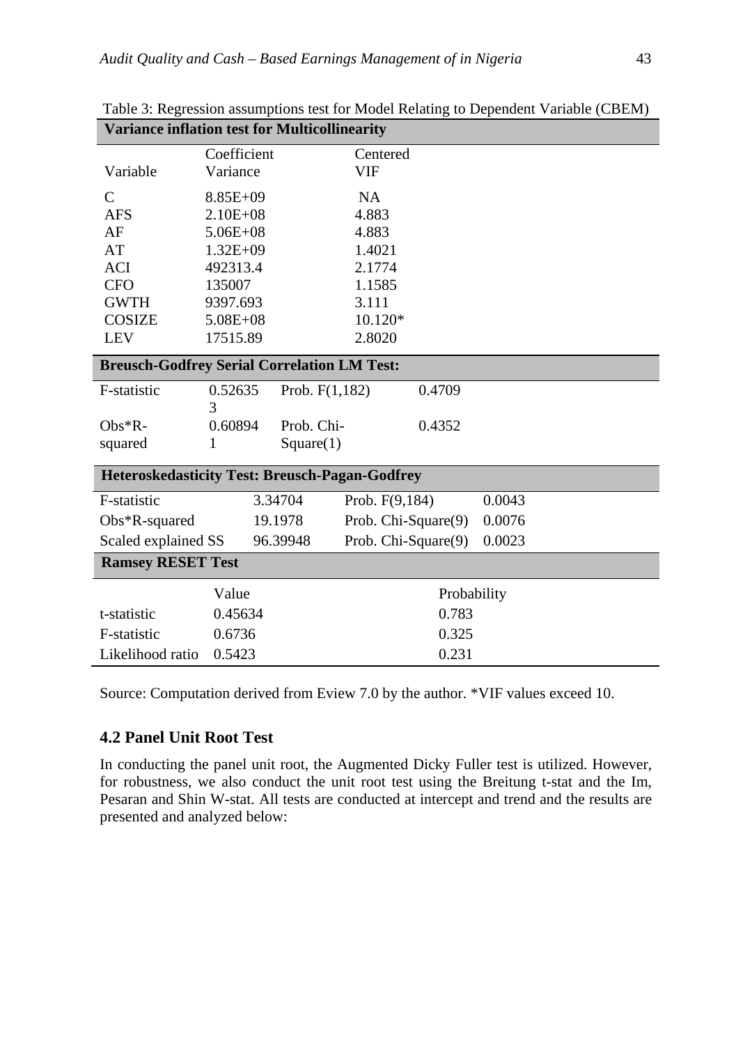Table 3: Regression assumptions test for Model Relating to Dependent Variable (CBEM)

**Variance inflation test for Multicollinearity**

| Variable | Coefficient Variance | Centered VIF |
|---|---|---|
| C | 8.85E+09 | NA |
| AFS | 2.10E+08 | 4.883 |
| AF | 5.06E+08 | 4.883 |
| AT | 1.32E+09 | 1.4021 |
| ACI | 492313.4 | 2.1774 |
| CFO | 135007 | 1.1585 |
| GWTH | 9397.693 | 3.111 |
| COSIZE | 5.08E+08 | 10.120* |
| LEV | 17515.89 | 2.8020 |

**Breusch-Godfrey Serial Correlation LM Test:**

| | | | |
|---|---|---|---|
| F-statistic | 0.526353 | Prob. F(1,182) | 0.4709 |
| Obs*R-squared | 0.608941 | Prob. Chi-Square(1) | 0.4352 |

**Heteroskedasticity Test: Breusch-Pagan-Godfrey**

| | | | |
|---|---|---|---|
| F-statistic | 3.34704 | Prob. F(9,184) | 0.0043 |
| Obs*R-squared | 19.1978 | Prob. Chi-Square(9) | 0.0076 |
| Scaled explained SS | 96.39948 | Prob. Chi-Square(9) | 0.0023 |

**Ramsey RESET Test**

| | Value | Probability |
|---|---|---|
| t-statistic | 0.45634 | 0.783 |
| F-statistic | 0.6736 | 0.325 |
| Likelihood ratio | 0.5423 | 0.231 |

Source: Computation derived from Eview 7.0 by the author. *VIF values exceed 10.

### 4.2 Panel Unit Root Test

In conducting the panel unit root, the Augmented Dicky Fuller test is utilized. However, for robustness, we also conduct the unit root test using the Breitung t-stat and the Im, Pesaran and Shin W-stat. All tests are conducted at intercept and trend and the results are presented and analyzed below: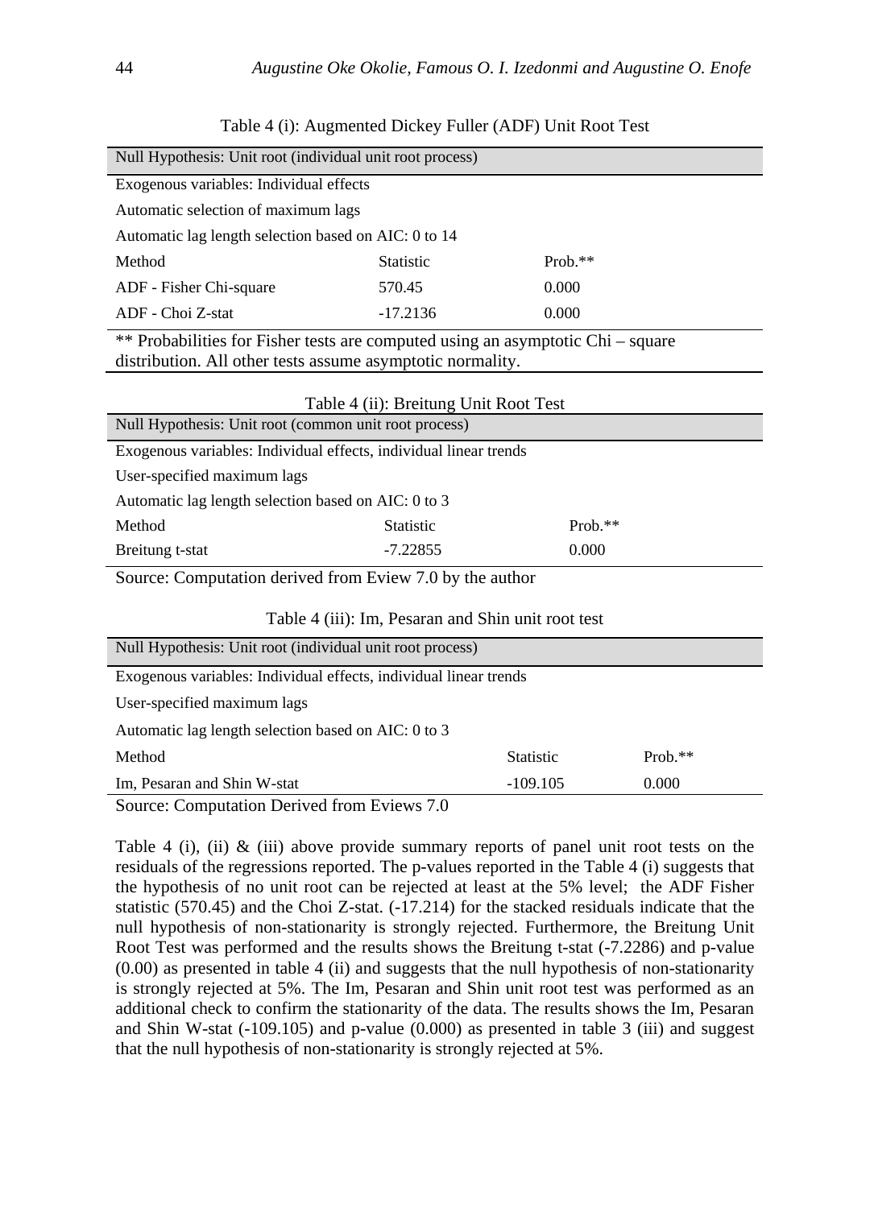Table 4 (i): Augmented Dickey Fuller (ADF) Unit Root Test

| Null Hypothesis: Unit root (individual unit root process) | | |
|---|---|---|
| Exogenous variables: Individual effects | | |
| Automatic selection of maximum lags | | |
| Automatic lag length selection based on AIC: 0 to 14 | | |
| Method | Statistic | Prob.** |
| ADF - Fisher Chi-square | 570.45 | 0.000 |
| ADF - Choi Z-stat | -17.2136 | 0.000 |

** Probabilities for Fisher tests are computed using an asymptotic Chi – square distribution. All other tests assume asymptotic normality.

Table 4 (ii): Breitung Unit Root Test

| Null Hypothesis: Unit root (common unit root process) | | |
|---|---|---|
| Exogenous variables: Individual effects, individual linear trends | | |
| User-specified maximum lags | | |
| Automatic lag length selection based on AIC: 0 to 3 | | |
| Method | Statistic | Prob.** |
| Breitung t-stat | -7.22855 | 0.000 |

Source: Computation derived from Eview 7.0 by the author

Table 4 (iii): Im, Pesaran and Shin unit root test

| Null Hypothesis: Unit root (individual unit root process) | | |
|---|---|---|
| Exogenous variables: Individual effects, individual linear trends | | |
| User-specified maximum lags | | |
| Automatic lag length selection based on AIC: 0 to 3 | | |
| Method | Statistic | Prob.** |
| Im, Pesaran and Shin W-stat | -109.105 | 0.000 |

Source: Computation Derived from Eviews 7.0

Table 4 (i), (ii) & (iii) above provide summary reports of panel unit root tests on the residuals of the regressions reported. The p-values reported in the Table 4 (i) suggests that the hypothesis of no unit root can be rejected at least at the 5% level; the ADF Fisher statistic (570.45) and the Choi Z-stat. (-17.214) for the stacked residuals indicate that the null hypothesis of non-stationarity is strongly rejected. Furthermore, the Breitung Unit Root Test was performed and the results shows the Breitung t-stat (-7.2286) and p-value (0.00) as presented in table 4 (ii) and suggests that the null hypothesis of non-stationarity is strongly rejected at 5%. The Im, Pesaran and Shin unit root test was performed as an additional check to confirm the stationarity of the data. The results shows the Im, Pesaran and Shin W-stat (-109.105) and p-value (0.000) as presented in table 3 (iii) and suggest that the null hypothesis of non-stationarity is strongly rejected at 5%.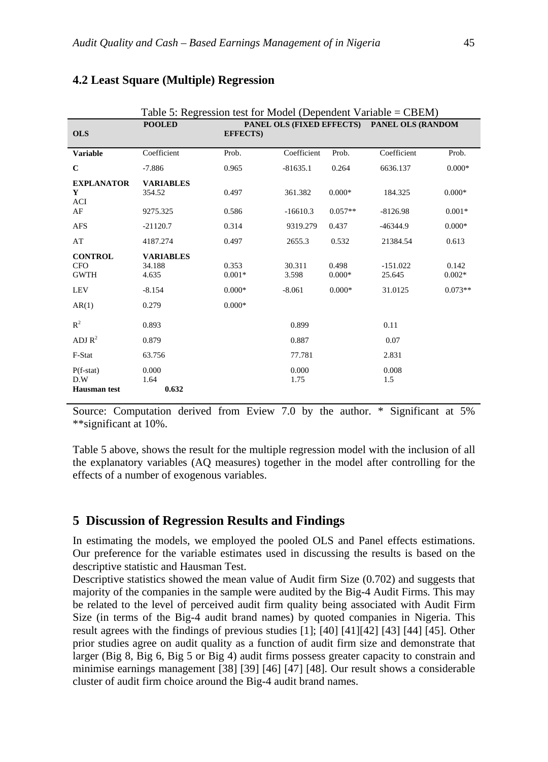## 4.2 Least Square (Multiple) Regression

Table 5: Regression test for Model (Dependent Variable = CBEM)

| POOLED OLS | | PANEL OLS (FIXED EFFECTS) | | PANEL OLS (RANDOM EFFECTS) | | |
|---|---|---|---|---|---|---|
| **Variable** | Coefficient | Prob. | Coefficient | Prob. | Coefficient | Prob. |
| **C** | -7.886 | 0.965 | -81635.1 | 0.264 | 6636.137 | 0.000* |
| **EXPLANATORY** | **VARIABLES** | | | | | |
| ACI | 354.52 | 0.497 | 361.382 | 0.000* | 184.325 | 0.000* |
| AF | 9275.325 | 0.586 | -16610.3 | 0.057** | -8126.98 | 0.001* |
| AFS | -21120.7 | 0.314 | 9319.279 | 0.437 | -46344.9 | 0.000* |
| AT | 4187.274 | 0.497 | 2655.3 | 0.532 | 21384.54 | 0.613 |
| **CONTROL** | **VARIABLES** | | | | | |
| CFO | 34.188 | 0.353 | 30.311 | 0.498 | -151.022 | 0.142 |
| GWTH | 4.635 | 0.001* | 3.598 | 0.000* | 25.645 | 0.002* |
| LEV | -8.154 | 0.000* | -8.061 | 0.000* | 31.0125 | 0.073** |
| AR(1) | 0.279 | 0.000* | | | | |
| $R^2$ | 0.893 | | 0.899 | | 0.11 | |
| ADJ $R^2$ | 0.879 | | 0.887 | | 0.07 | |
| F-Stat | 63.756 | | 77.781 | | 2.831 | |
| P(f-stat) | 0.000 | | 0.000 | | 0.008 | |
| D.W | 1.64 | | 1.75 | | 1.5 | |
| **Hausman test** | **0.632** | | | | | |

Source: Computation derived from Eview 7.0 by the author. * Significant at 5% **significant at 10%.

Table 5 above, shows the result for the multiple regression model with the inclusion of all the explanatory variables (AQ measures) together in the model after controlling for the effects of a number of exogenous variables.

## 5 Discussion of Regression Results and Findings

In estimating the models, we employed the pooled OLS and Panel effects estimations. Our preference for the variable estimates used in discussing the results is based on the descriptive statistic and Hausman Test.

Descriptive statistics showed the mean value of Audit firm Size (0.702) and suggests that majority of the companies in the sample were audited by the Big-4 Audit Firms. This may be related to the level of perceived audit firm quality being associated with Audit Firm Size (in terms of the Big-4 audit brand names) by quoted companies in Nigeria. This result agrees with the findings of previous studies [1]; [40] [41][42] [43] [44] [45]. Other prior studies agree on audit quality as a function of audit firm size and demonstrate that larger (Big 8, Big 6, Big 5 or Big 4) audit firms possess greater capacity to constrain and minimise earnings management [38] [39] [46] [47] [48]. Our result shows a considerable cluster of audit firm choice around the Big-4 audit brand names.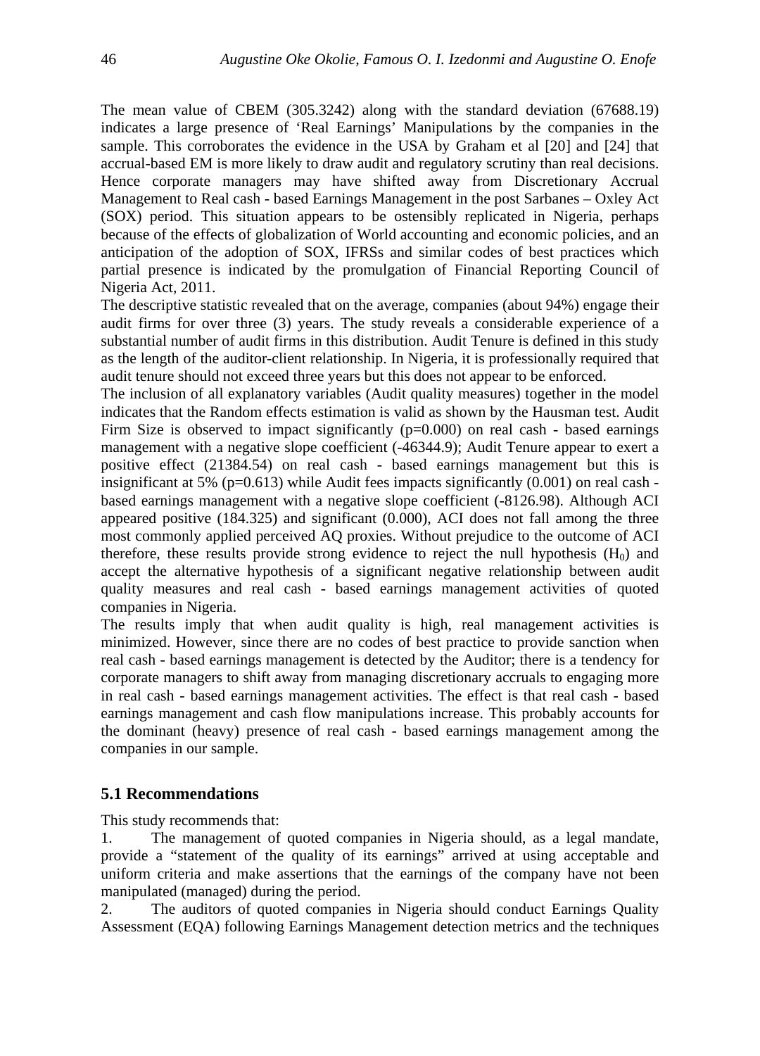The mean value of CBEM (305.3242) along with the standard deviation (67688.19) indicates a large presence of 'Real Earnings' Manipulations by the companies in the sample. This corroborates the evidence in the USA by Graham et al [20] and [24] that accrual-based EM is more likely to draw audit and regulatory scrutiny than real decisions. Hence corporate managers may have shifted away from Discretionary Accrual Management to Real cash - based Earnings Management in the post Sarbanes – Oxley Act (SOX) period. This situation appears to be ostensibly replicated in Nigeria, perhaps because of the effects of globalization of World accounting and economic policies, and an anticipation of the adoption of SOX, IFRSs and similar codes of best practices which partial presence is indicated by the promulgation of Financial Reporting Council of Nigeria Act, 2011.

The descriptive statistic revealed that on the average, companies (about 94%) engage their audit firms for over three (3) years. The study reveals a considerable experience of a substantial number of audit firms in this distribution. Audit Tenure is defined in this study as the length of the auditor-client relationship. In Nigeria, it is professionally required that audit tenure should not exceed three years but this does not appear to be enforced.

The inclusion of all explanatory variables (Audit quality measures) together in the model indicates that the Random effects estimation is valid as shown by the Hausman test. Audit Firm Size is observed to impact significantly ($p=0.000$) on real cash - based earnings management with a negative slope coefficient (-46344.9); Audit Tenure appear to exert a positive effect (21384.54) on real cash - based earnings management but this is insignificant at 5% ($p=0.613$) while Audit fees impacts significantly (0.001) on real cash - based earnings management with a negative slope coefficient (-8126.98). Although ACI appeared positive (184.325) and significant (0.000), ACI does not fall among the three most commonly applied perceived AQ proxies. Without prejudice to the outcome of ACI therefore, these results provide strong evidence to reject the null hypothesis ($H_0$) and accept the alternative hypothesis of a significant negative relationship between audit quality measures and real cash - based earnings management activities of quoted companies in Nigeria.

The results imply that when audit quality is high, real management activities is minimized. However, since there are no codes of best practice to provide sanction when real cash - based earnings management is detected by the Auditor; there is a tendency for corporate managers to shift away from managing discretionary accruals to engaging more in real cash - based earnings management activities. The effect is that real cash - based earnings management and cash flow manipulations increase. This probably accounts for the dominant (heavy) presence of real cash - based earnings management among the companies in our sample.

## 5.1 Recommendations

This study recommends that:

1. The management of quoted companies in Nigeria should, as a legal mandate, provide a "statement of the quality of its earnings" arrived at using acceptable and uniform criteria and make assertions that the earnings of the company have not been manipulated (managed) during the period.
2. The auditors of quoted companies in Nigeria should conduct Earnings Quality Assessment (EQA) following Earnings Management detection metrics and the techniques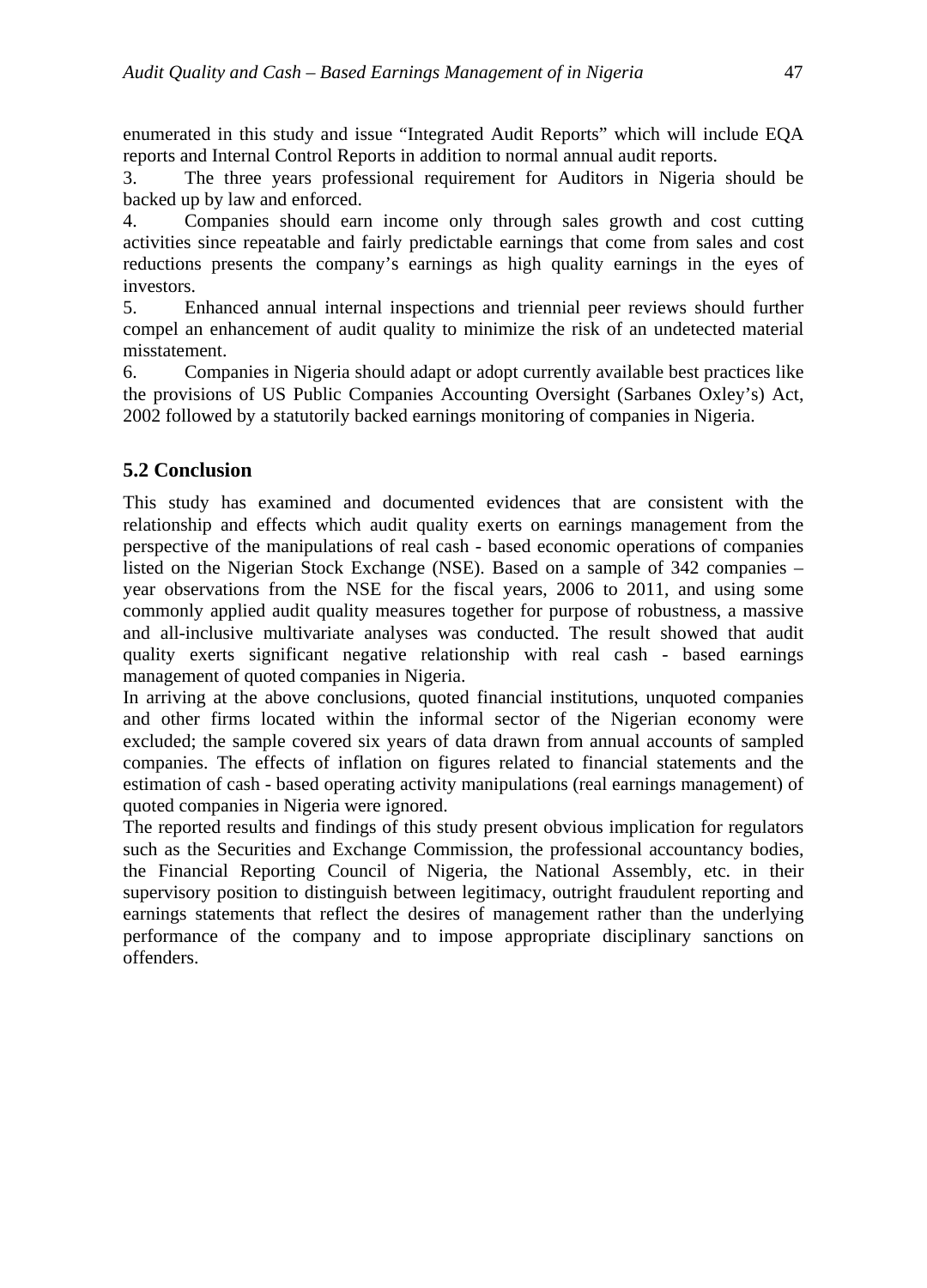enumerated in this study and issue "Integrated Audit Reports" which will include EQA reports and Internal Control Reports in addition to normal annual audit reports.

3. The three years professional requirement for Auditors in Nigeria should be backed up by law and enforced.

4. Companies should earn income only through sales growth and cost cutting activities since repeatable and fairly predictable earnings that come from sales and cost reductions presents the company's earnings as high quality earnings in the eyes of investors.

5. Enhanced annual internal inspections and triennial peer reviews should further compel an enhancement of audit quality to minimize the risk of an undetected material misstatement.

6. Companies in Nigeria should adapt or adopt currently available best practices like the provisions of US Public Companies Accounting Oversight (Sarbanes Oxley's) Act, 2002 followed by a statutorily backed earnings monitoring of companies in Nigeria.

## 5.2 Conclusion

This study has examined and documented evidences that are consistent with the relationship and effects which audit quality exerts on earnings management from the perspective of the manipulations of real cash - based economic operations of companies listed on the Nigerian Stock Exchange (NSE). Based on a sample of 342 companies – year observations from the NSE for the fiscal years, 2006 to 2011, and using some commonly applied audit quality measures together for purpose of robustness, a massive and all-inclusive multivariate analyses was conducted. The result showed that audit quality exerts significant negative relationship with real cash - based earnings management of quoted companies in Nigeria.

In arriving at the above conclusions, quoted financial institutions, unquoted companies and other firms located within the informal sector of the Nigerian economy were excluded; the sample covered six years of data drawn from annual accounts of sampled companies. The effects of inflation on figures related to financial statements and the estimation of cash - based operating activity manipulations (real earnings management) of quoted companies in Nigeria were ignored.

The reported results and findings of this study present obvious implication for regulators such as the Securities and Exchange Commission, the professional accountancy bodies, the Financial Reporting Council of Nigeria, the National Assembly, etc. in their supervisory position to distinguish between legitimacy, outright fraudulent reporting and earnings statements that reflect the desires of management rather than the underlying performance of the company and to impose appropriate disciplinary sanctions on offenders.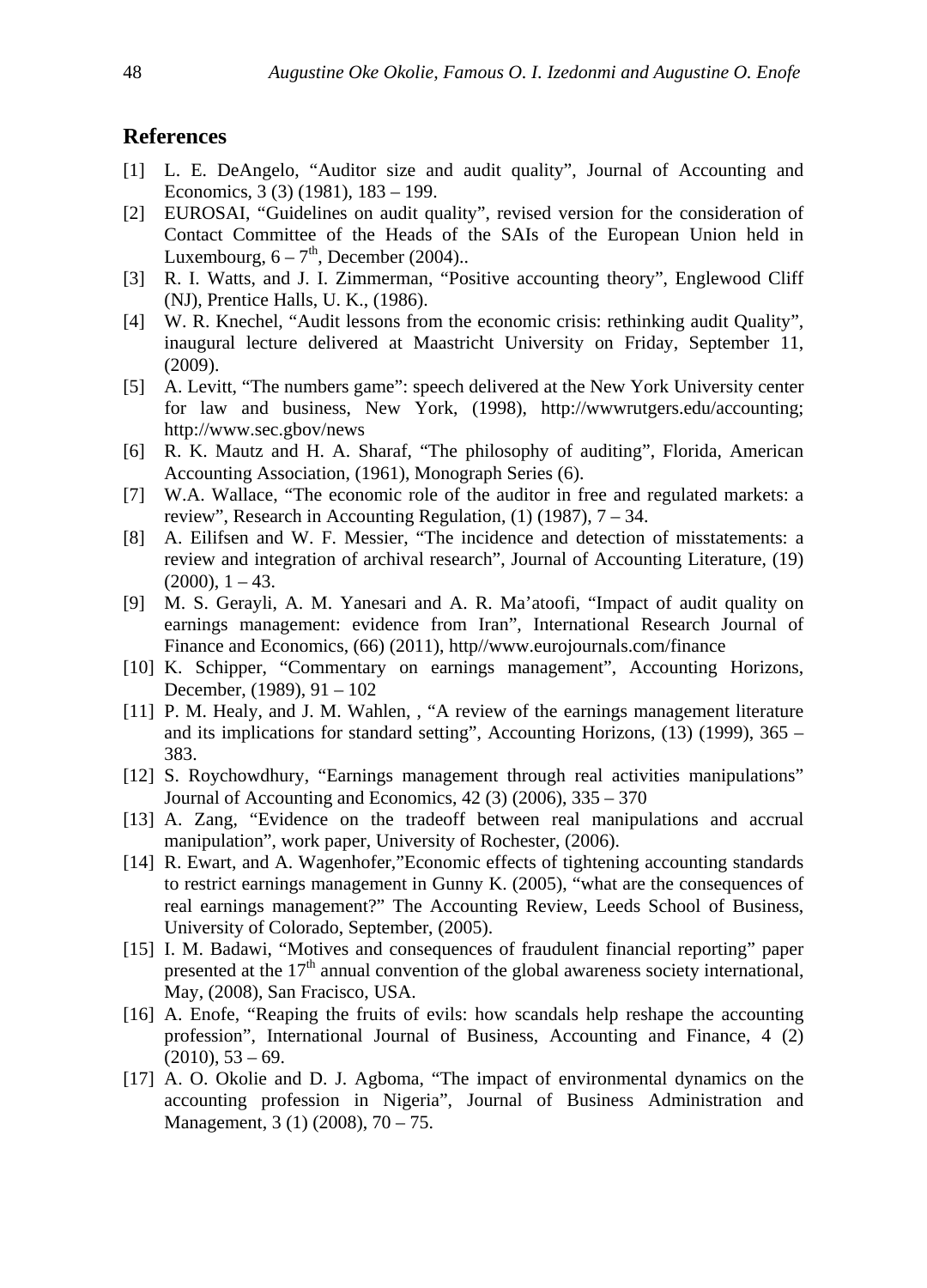## References

[1] L. E. DeAngelo, "Auditor size and audit quality", Journal of Accounting and Economics, 3 (3) (1981), 183 – 199.

[2] EUROSAI, "Guidelines on audit quality", revised version for the consideration of Contact Committee of the Heads of the SAIs of the European Union held in Luxembourg, 6 – 7th, December (2004)..

[3] R. I. Watts, and J. I. Zimmerman, "Positive accounting theory", Englewood Cliff (NJ), Prentice Halls, U. K., (1986).

[4] W. R. Knechel, "Audit lessons from the economic crisis: rethinking audit Quality", inaugural lecture delivered at Maastricht University on Friday, September 11, (2009).

[5] A. Levitt, "The numbers game": speech delivered at the New York University center for law and business, New York, (1998), http://wwwrutgers.edu/accounting; http://www.sec.gbov/news

[6] R. K. Mautz and H. A. Sharaf, "The philosophy of auditing", Florida, American Accounting Association, (1961), Monograph Series (6).

[7] W.A. Wallace, "The economic role of the auditor in free and regulated markets: a review", Research in Accounting Regulation, (1) (1987), 7 – 34.

[8] A. Eilifsen and W. F. Messier, "The incidence and detection of misstatements: a review and integration of archival research", Journal of Accounting Literature, (19) (2000), 1 – 43.

[9] M. S. Gerayli, A. M. Yanesari and A. R. Ma'atoofi, "Impact of audit quality on earnings management: evidence from Iran", International Research Journal of Finance and Economics, (66) (2011), http//www.eurojournals.com/finance

[10] K. Schipper, "Commentary on earnings management", Accounting Horizons, December, (1989), 91 – 102

[11] P. M. Healy, and J. M. Wahlen, , "A review of the earnings management literature and its implications for standard setting", Accounting Horizons, (13) (1999), 365 – 383.

[12] S. Roychowdhury, "Earnings management through real activities manipulations" Journal of Accounting and Economics, 42 (3) (2006), 335 – 370

[13] A. Zang, "Evidence on the tradeoff between real manipulations and accrual manipulation", work paper, University of Rochester, (2006).

[14] R. Ewart, and A. Wagenhofer,"Economic effects of tightening accounting standards to restrict earnings management in Gunny K. (2005), "what are the consequences of real earnings management?" The Accounting Review, Leeds School of Business, University of Colorado, September, (2005).

[15] I. M. Badawi, "Motives and consequences of fraudulent financial reporting" paper presented at the 17th annual convention of the global awareness society international, May, (2008), San Fracisco, USA.

[16] A. Enofe, "Reaping the fruits of evils: how scandals help reshape the accounting profession", International Journal of Business, Accounting and Finance, 4 (2) (2010), 53 – 69.

[17] A. O. Okolie and D. J. Agboma, "The impact of environmental dynamics on the accounting profession in Nigeria", Journal of Business Administration and Management, 3 (1) (2008), 70 – 75.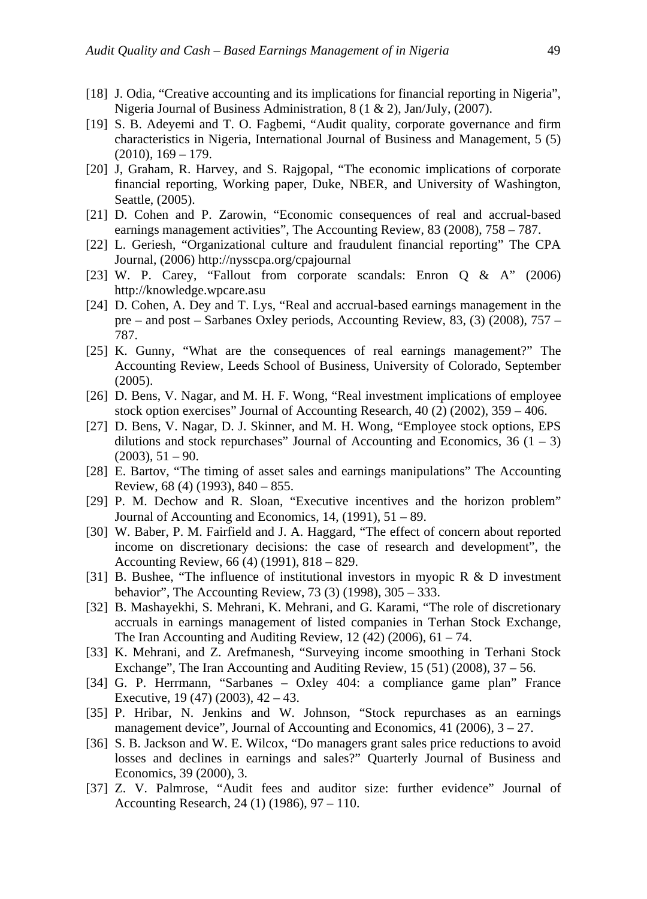[18] J. Odia, "Creative accounting and its implications for financial reporting in Nigeria", Nigeria Journal of Business Administration, 8 (1 & 2), Jan/July, (2007).

[19] S. B. Adeyemi and T. O. Fagbemi, "Audit quality, corporate governance and firm characteristics in Nigeria, International Journal of Business and Management, 5 (5) (2010), 169 – 179.

[20] J, Graham, R. Harvey, and S. Rajgopal, "The economic implications of corporate financial reporting, Working paper, Duke, NBER, and University of Washington, Seattle, (2005).

[21] D. Cohen and P. Zarowin, "Economic consequences of real and accrual-based earnings management activities", The Accounting Review, 83 (2008), 758 – 787.

[22] L. Geriesh, "Organizational culture and fraudulent financial reporting" The CPA Journal, (2006) http://nysscpa.org/cpajournal

[23] W. P. Carey, "Fallout from corporate scandals: Enron Q & A" (2006) http://knowledge.wpcare.asu

[24] D. Cohen, A. Dey and T. Lys, "Real and accrual-based earnings management in the pre – and post – Sarbanes Oxley periods, Accounting Review, 83, (3) (2008), 757 – 787.

[25] K. Gunny, "What are the consequences of real earnings management?" The Accounting Review, Leeds School of Business, University of Colorado, September (2005).

[26] D. Bens, V. Nagar, and M. H. F. Wong, "Real investment implications of employee stock option exercises" Journal of Accounting Research, 40 (2) (2002), 359 – 406.

[27] D. Bens, V. Nagar, D. J. Skinner, and M. H. Wong, "Employee stock options, EPS dilutions and stock repurchases" Journal of Accounting and Economics, 36 (1 – 3) (2003), 51 – 90.

[28] E. Bartov, "The timing of asset sales and earnings manipulations" The Accounting Review, 68 (4) (1993), 840 – 855.

[29] P. M. Dechow and R. Sloan, "Executive incentives and the horizon problem" Journal of Accounting and Economics, 14, (1991), 51 – 89.

[30] W. Baber, P. M. Fairfield and J. A. Haggard, "The effect of concern about reported income on discretionary decisions: the case of research and development", the Accounting Review, 66 (4) (1991), 818 – 829.

[31] B. Bushee, "The influence of institutional investors in myopic R & D investment behavior", The Accounting Review, 73 (3) (1998), 305 – 333.

[32] B. Mashayekhi, S. Mehrani, K. Mehrani, and G. Karami, "The role of discretionary accruals in earnings management of listed companies in Terhan Stock Exchange, The Iran Accounting and Auditing Review, 12 (42) (2006), 61 – 74.

[33] K. Mehrani, and Z. Arefmanesh, "Surveying income smoothing in Terhani Stock Exchange", The Iran Accounting and Auditing Review, 15 (51) (2008), 37 – 56.

[34] G. P. Herrmann, "Sarbanes – Oxley 404: a compliance game plan" France Executive, 19 (47) (2003), 42 – 43.

[35] P. Hribar, N. Jenkins and W. Johnson, "Stock repurchases as an earnings management device", Journal of Accounting and Economics, 41 (2006), 3 – 27.

[36] S. B. Jackson and W. E. Wilcox, "Do managers grant sales price reductions to avoid losses and declines in earnings and sales?" Quarterly Journal of Business and Economics, 39 (2000), 3.

[37] Z. V. Palmrose, "Audit fees and auditor size: further evidence" Journal of Accounting Research, 24 (1) (1986), 97 – 110.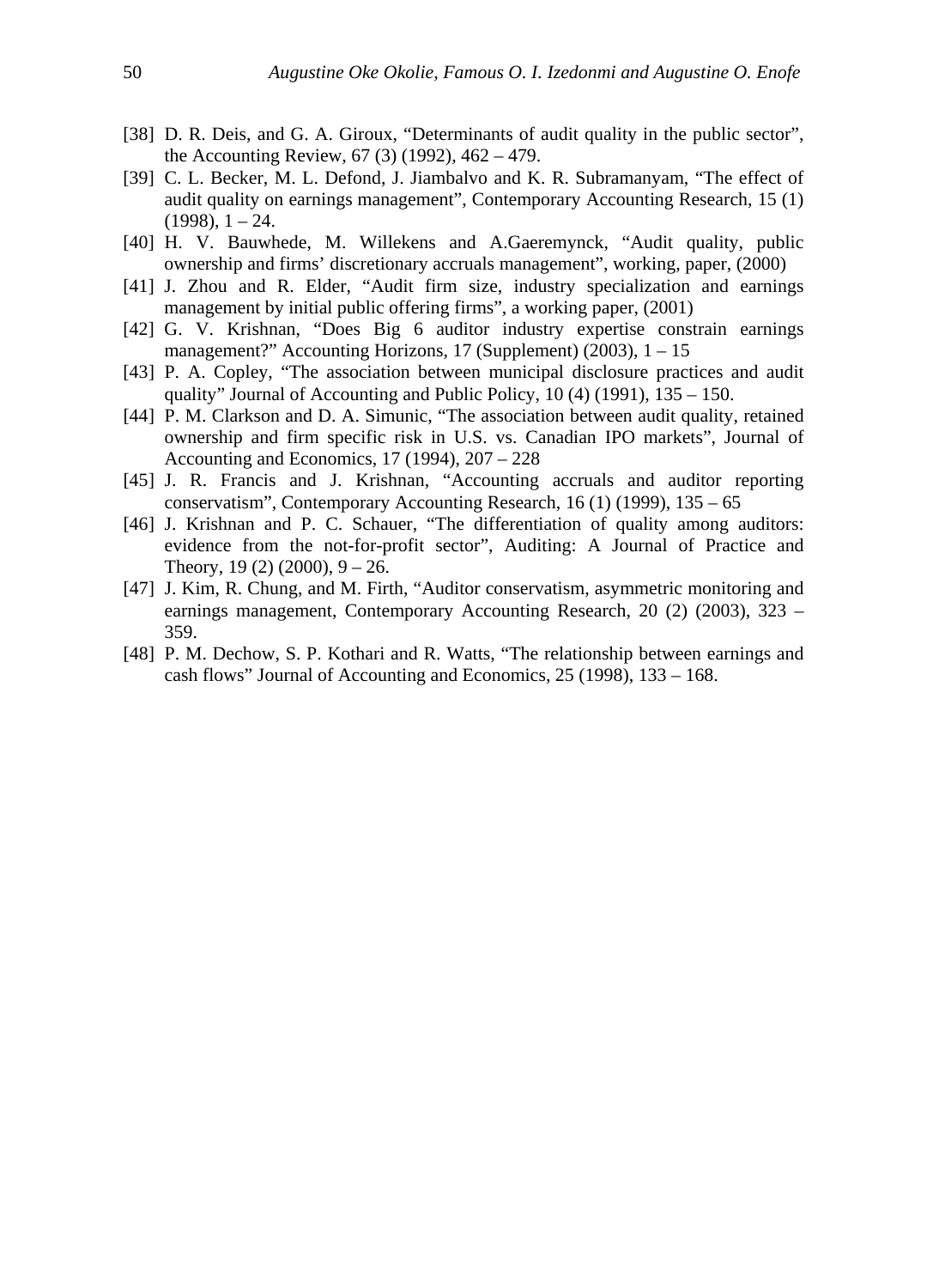[38] D. R. Deis, and G. A. Giroux, “Determinants of audit quality in the public sector”, the Accounting Review, 67 (3) (1992), 462 – 479.

[39] C. L. Becker, M. L. Defond, J. Jiambalvo and K. R. Subramanyam, “The effect of audit quality on earnings management”, Contemporary Accounting Research, 15 (1) (1998), 1 – 24.

[40] H. V. Bauwhede, M. Willekens and A.Gaeremynck, “Audit quality, public ownership and firms’ discretionary accruals management”, working, paper, (2000)

[41] J. Zhou and R. Elder, “Audit firm size, industry specialization and earnings management by initial public offering firms”, a working paper, (2001)

[42] G. V. Krishnan, “Does Big 6 auditor industry expertise constrain earnings management?” Accounting Horizons, 17 (Supplement) (2003), 1 – 15

[43] P. A. Copley, “The association between municipal disclosure practices and audit quality” Journal of Accounting and Public Policy, 10 (4) (1991), 135 – 150.

[44] P. M. Clarkson and D. A. Simunic, “The association between audit quality, retained ownership and firm specific risk in U.S. vs. Canadian IPO markets”, Journal of Accounting and Economics, 17 (1994), 207 – 228

[45] J. R. Francis and J. Krishnan, “Accounting accruals and auditor reporting conservatism”, Contemporary Accounting Research, 16 (1) (1999), 135 – 65

[46] J. Krishnan and P. C. Schauer, “The differentiation of quality among auditors: evidence from the not-for-profit sector”, Auditing: A Journal of Practice and Theory, 19 (2) (2000), 9 – 26.

[47] J. Kim, R. Chung, and M. Firth, “Auditor conservatism, asymmetric monitoring and earnings management, Contemporary Accounting Research, 20 (2) (2003), 323 – 359.

[48] P. M. Dechow, S. P. Kothari and R. Watts, “The relationship between earnings and cash flows” Journal of Accounting and Economics, 25 (1998), 133 – 168.